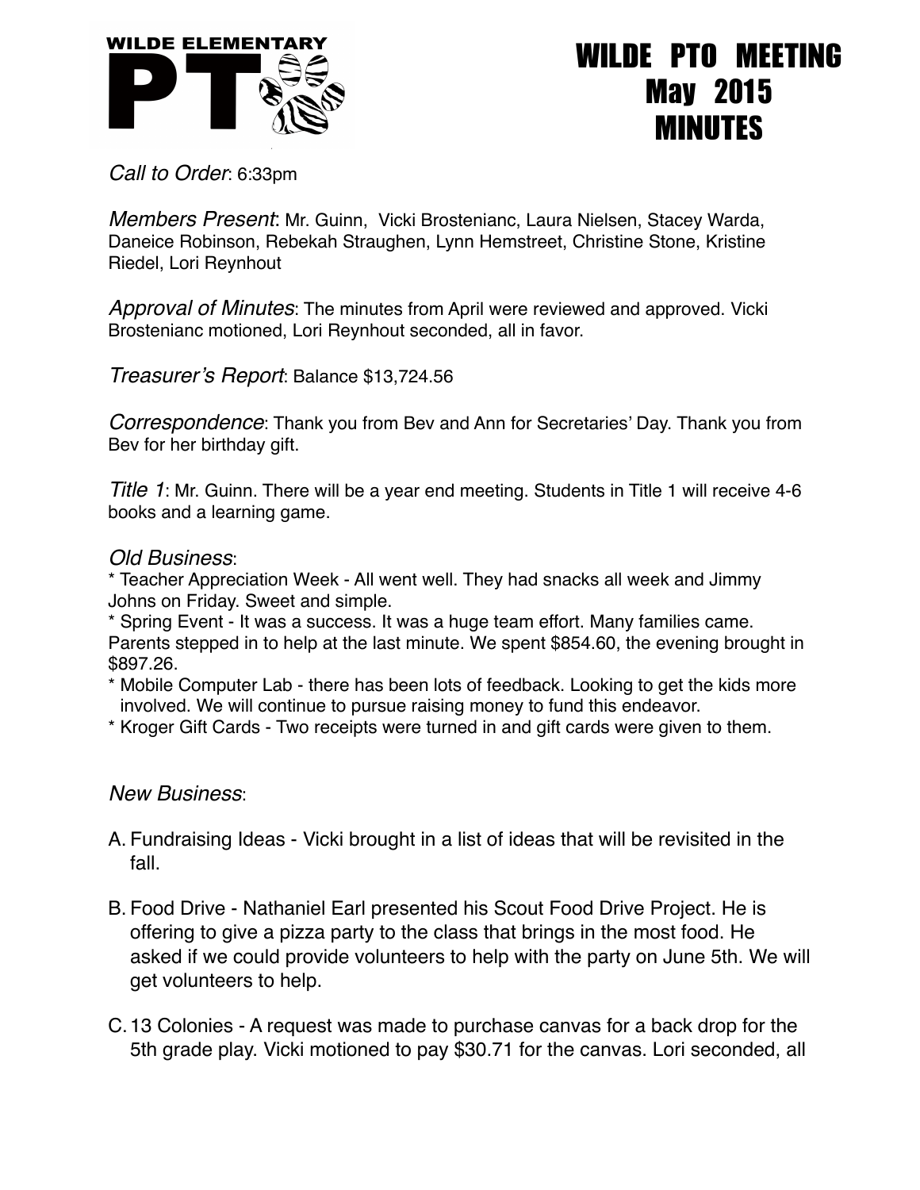WILDE ELEMENTARY PTO

# WILDE PTO MEETING
# May 2015
# MINUTES

*Call to Order*: 6:33pm

*Members Present*: Mr. Guinn, Vicki Brostenianc, Laura Nielsen, Stacey Warda, Daneice Robinson, Rebekah Straughen, Lynn Hemstreet, Christine Stone, Kristine Riedel, Lori Reynhout

*Approval of Minutes*: The minutes from April were reviewed and approved. Vicki Brostenianc motioned, Lori Reynhout seconded, all in favor.

*Treasurer's Report*: Balance $13,724.56

*Correspondence*: Thank you from Bev and Ann for Secretaries' Day. Thank you from Bev for her birthday gift.

*Title 1*: Mr. Guinn. There will be a year end meeting. Students in Title 1 will receive 4-6 books and a learning game.

*Old Business*:

* Teacher Appreciation Week - All went well. They had snacks all week and Jimmy Johns on Friday. Sweet and simple.
* Spring Event - It was a success. It was a huge team effort. Many families came. Parents stepped in to help at the last minute. We spent $854.60, the evening brought in $897.26.
* Mobile Computer Lab - there has been lots of feedback. Looking to get the kids more involved. We will continue to pursue raising money to fund this endeavor.
* Kroger Gift Cards - Two receipts were turned in and gift cards were given to them.

*New Business*:

A. Fundraising Ideas - Vicki brought in a list of ideas that will be revisited in the fall.

B. Food Drive - Nathaniel Earl presented his Scout Food Drive Project. He is offering to give a pizza party to the class that brings in the most food. He asked if we could provide volunteers to help with the party on June 5th. We will get volunteers to help.

C. 13 Colonies - A request was made to purchase canvas for a back drop for the 5th grade play. Vicki motioned to pay $30.71 for the canvas. Lori seconded, all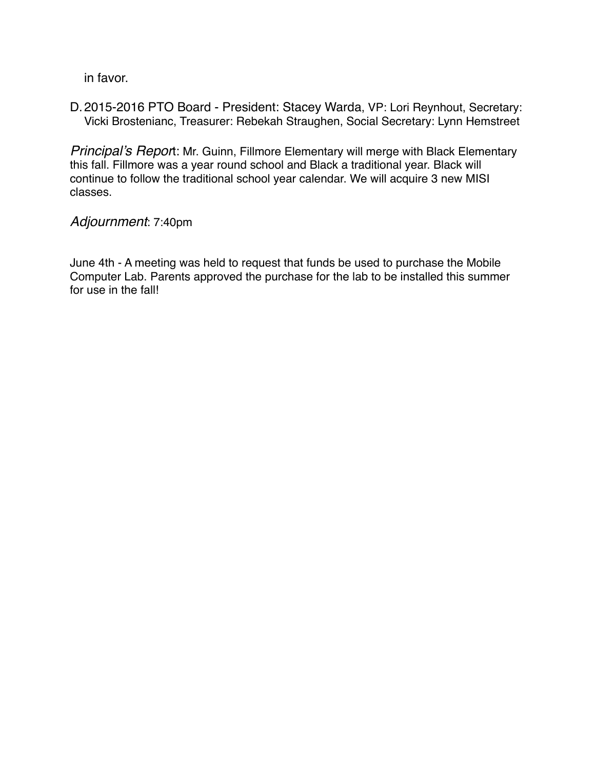in favor.

D. 2015-2016 PTO Board - President: Stacey Warda, VP: Lori Reynhout, Secretary: Vicki Brostenianc, Treasurer: Rebekah Straughen, Social Secretary: Lynn Hemstreet

*Principal's Report*: Mr. Guinn, Fillmore Elementary will merge with Black Elementary this fall. Fillmore was a year round school and Black a traditional year. Black will continue to follow the traditional school year calendar. We will acquire 3 new MISI classes.

*Adjournment*: 7:40pm

June 4th - A meeting was held to request that funds be used to purchase the Mobile Computer Lab. Parents approved the purchase for the lab to be installed this summer for use in the fall!